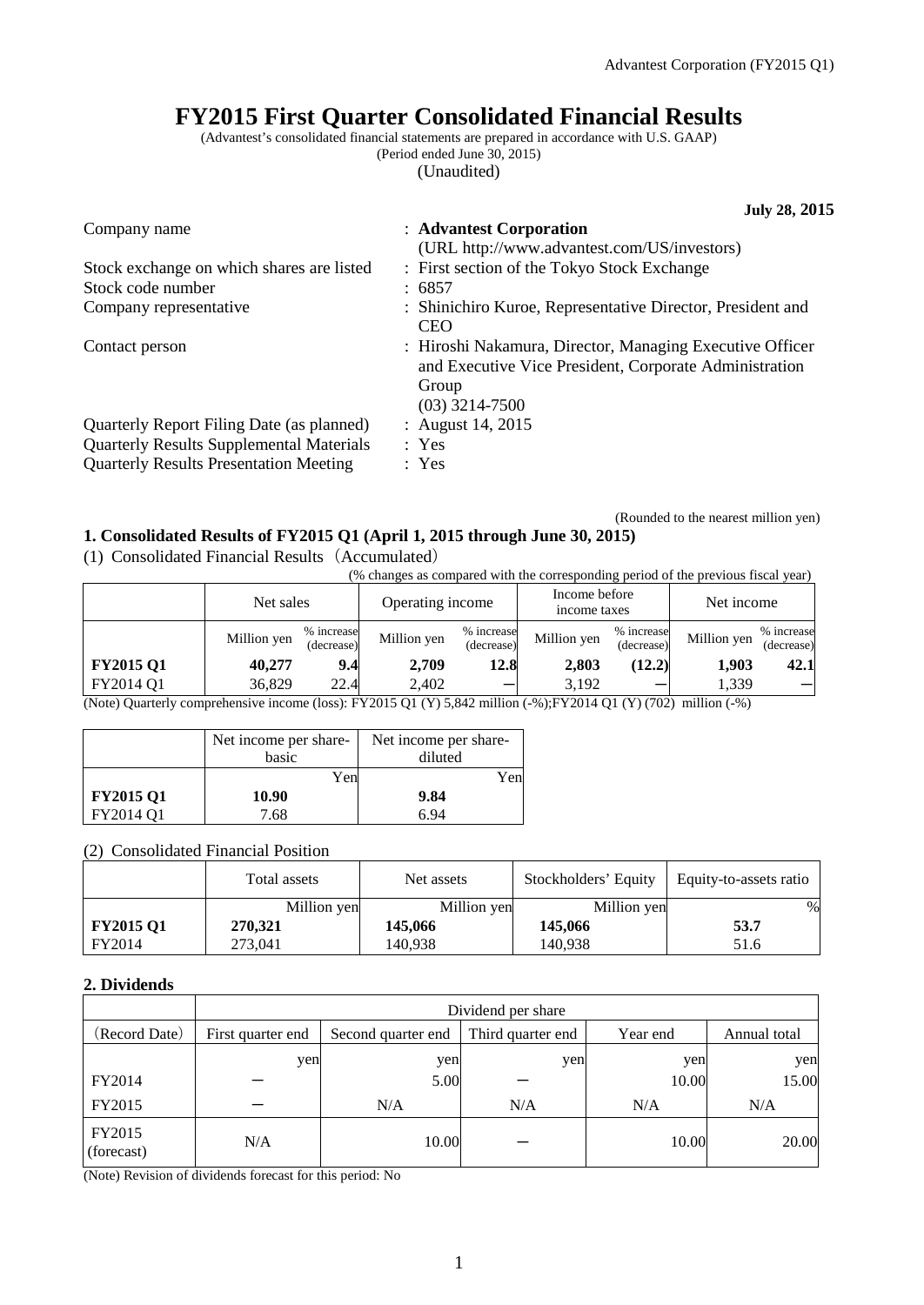# FY2015 First Quarter Consolidated Financial Results

(Advantest's consolidated financial statements are prepared in accordance with U.S. GAAP)
(Period ended June 30, 2015)
(Unaudited)

**July 28, 2015**

| | |
|---|---|
| Company name | : **Advantest Corporation** (URL http://www.advantest.com/US/investors) |
| Stock exchange on which shares are listed | : First section of the Tokyo Stock Exchange |
| Stock code number | : 6857 |
| Company representative | : Shinichiro Kuroe, Representative Director, President and CEO |
| Contact person | : Hiroshi Nakamura, Director, Managing Executive Officer and Executive Vice President, Corporate Administration Group (03) 3214-7500 |
| Quarterly Report Filing Date (as planned) | : August 14, 2015 |
| Quarterly Results Supplemental Materials | : Yes |
| Quarterly Results Presentation Meeting | : Yes |

(Rounded to the nearest million yen)

## 1. Consolidated Results of FY2015 Q1 (April 1, 2015 through June 30, 2015)

(1) Consolidated Financial Results（Accumulated）

(% changes as compared with the corresponding period of the previous fiscal year)

| | Net sales | | Operating income | | Income before income taxes | | Net income | |
|---|---|---|---|---|---|---|---|---|
| | Million yen | % increase (decrease) | Million yen | % increase (decrease) | Million yen | % increase (decrease) | Million yen | % increase (decrease) |
| **FY2015 Q1** | **40,277** | **9.4** | **2,709** | **12.8** | **2,803** | **(12.2)** | **1,903** | **42.1** |
| FY2014 Q1 | 36,829 | 22.4 | 2,402 | ー | 3,192 | ー | 1,339 | ー |

(Note) Quarterly comprehensive income (loss): FY2015 Q1 (Y) 5,842 million (-%);FY2014 Q1 (Y) (702) million (-%)

| | Net income per share-basic | Net income per share-diluted |
|---|---|---|
| | Yen | Yen |
| **FY2015 Q1** | **10.90** | **9.84** |
| FY2014 Q1 | 7.68 | 6.94 |

(2) Consolidated Financial Position

| | Total assets | Net assets | Stockholders' Equity | Equity-to-assets ratio |
|---|---|---|---|---|
| | Million yen | Million yen | Million yen | % |
| **FY2015 Q1** | **270,321** | **145,066** | **145,066** | **53.7** |
| FY2014 | 273,041 | 140,938 | 140,938 | 51.6 |

## 2. Dividends

| | Dividend per share | | | | |
|---|---|---|---|---|---|
| (Record Date) | First quarter end | Second quarter end | Third quarter end | Year end | Annual total |
| | yen | yen | yen | yen | yen |
| FY2014 | ー | 5.00 | ー | 10.00 | 15.00 |
| FY2015 | ー | N/A | N/A | N/A | N/A |
| FY2015 (forecast) | N/A | 10.00 | ー | 10.00 | 20.00 |

(Note) Revision of dividends forecast for this period: No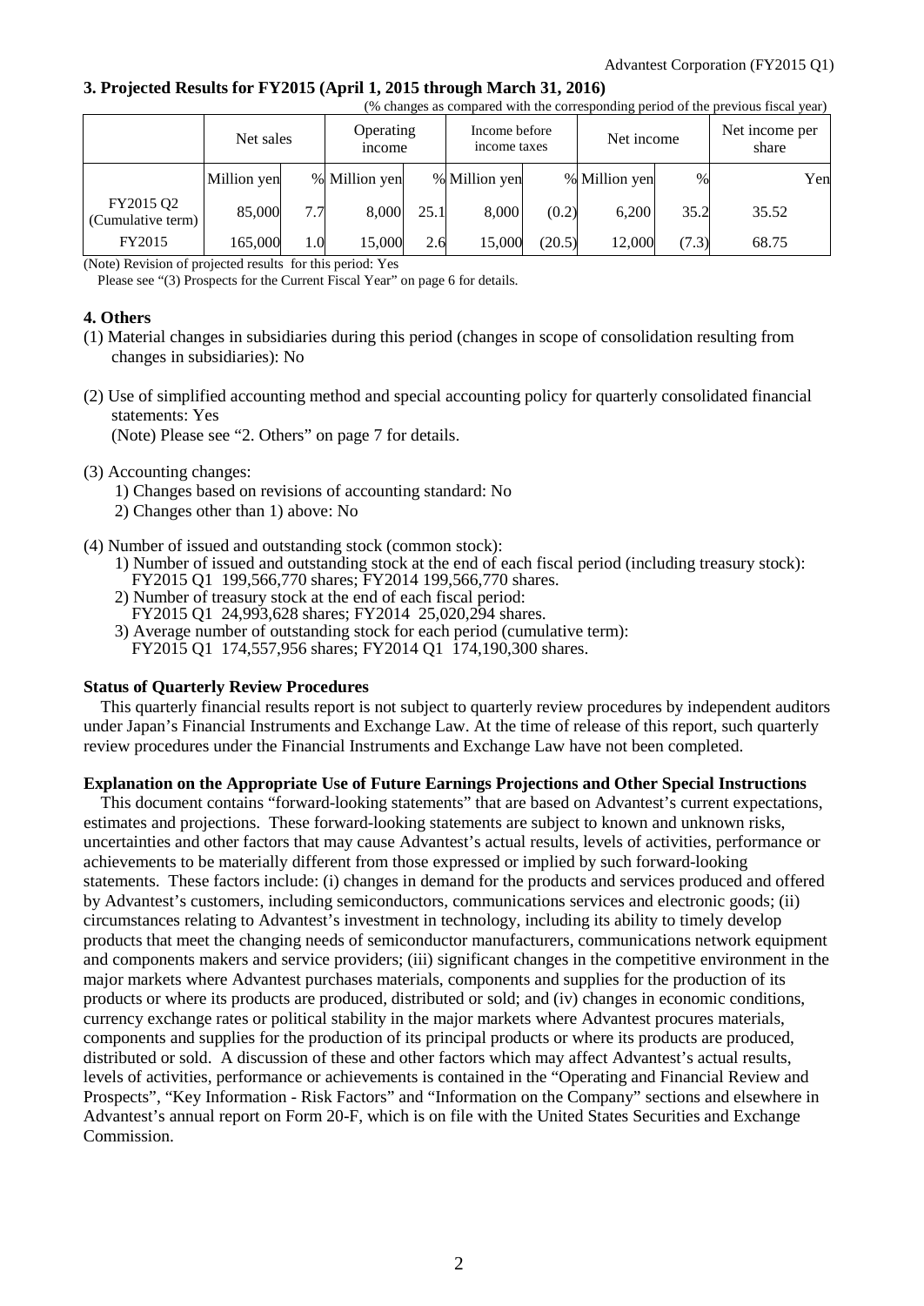## 3. Projected Results for FY2015 (April 1, 2015 through March 31, 2016)

(% changes as compared with the corresponding period of the previous fiscal year)

| | Net sales | | Operating income | | Income before income taxes | | Net income | | Net income per share |
|---|---|---|---|---|---|---|---|---|---|
| | Million yen | % | Million yen | % | Million yen | % | Million yen | % | Yen |
| FY2015 Q2 (Cumulative term) | 85,000 | 7.7 | 8,000 | 25.1 | 8,000 | (0.2) | 6,200 | 35.2 | 35.52 |
| FY2015 | 165,000 | 1.0 | 15,000 | 2.6 | 15,000 | (20.5) | 12,000 | (7.3) | 68.75 |

(Note) Revision of projected results for this period: Yes
Please see "(3) Prospects for the Current Fiscal Year" on page 6 for details.

## 4. Others

(1) Material changes in subsidiaries during this period (changes in scope of consolidation resulting from changes in subsidiaries): No

(2) Use of simplified accounting method and special accounting policy for quarterly consolidated financial statements: Yes
(Note) Please see "2. Others" on page 7 for details.

(3) Accounting changes:
1) Changes based on revisions of accounting standard: No
2) Changes other than 1) above: No

(4) Number of issued and outstanding stock (common stock):
1) Number of issued and outstanding stock at the end of each fiscal period (including treasury stock):
FY2015 Q1 199,566,770 shares; FY2014 199,566,770 shares.
2) Number of treasury stock at the end of each fiscal period:
FY2015 Q1 24,993,628 shares; FY2014 25,020,294 shares.
3) Average number of outstanding stock for each period (cumulative term):
FY2015 Q1 174,557,956 shares; FY2014 Q1 174,190,300 shares.

**Status of Quarterly Review Procedures**

This quarterly financial results report is not subject to quarterly review procedures by independent auditors under Japan's Financial Instruments and Exchange Law. At the time of release of this report, such quarterly review procedures under the Financial Instruments and Exchange Law have not been completed.

**Explanation on the Appropriate Use of Future Earnings Projections and Other Special Instructions**

This document contains "forward-looking statements" that are based on Advantest's current expectations, estimates and projections. These forward-looking statements are subject to known and unknown risks, uncertainties and other factors that may cause Advantest's actual results, levels of activities, performance or achievements to be materially different from those expressed or implied by such forward-looking statements. These factors include: (i) changes in demand for the products and services produced and offered by Advantest's customers, including semiconductors, communications services and electronic goods; (ii) circumstances relating to Advantest's investment in technology, including its ability to timely develop products that meet the changing needs of semiconductor manufacturers, communications network equipment and components makers and service providers; (iii) significant changes in the competitive environment in the major markets where Advantest purchases materials, components and supplies for the production of its products or where its products are produced, distributed or sold; and (iv) changes in economic conditions, currency exchange rates or political stability in the major markets where Advantest procures materials, components and supplies for the production of its principal products or where its products are produced, distributed or sold. A discussion of these and other factors which may affect Advantest's actual results, levels of activities, performance or achievements is contained in the "Operating and Financial Review and Prospects", "Key Information - Risk Factors" and "Information on the Company" sections and elsewhere in Advantest's annual report on Form 20-F, which is on file with the United States Securities and Exchange Commission.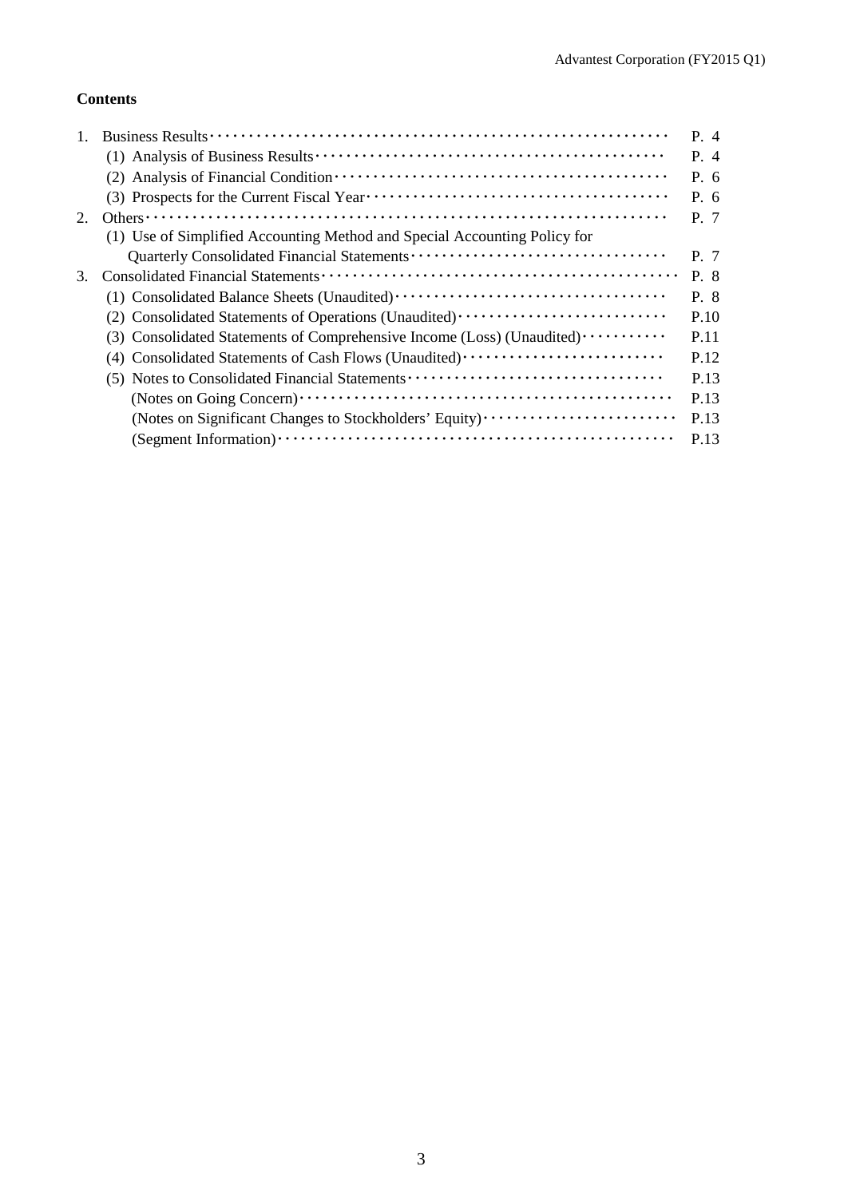**Contents**

1. Business Results ・・・・・・・・・・・・・・・・・・・・・・・・・・・・・・・・・・・・・・・・・・・・・・・・・・・・・・・・・・・・ P. 4
    - (1) Analysis of Business Results ・・・・・・・・・・・・・・・・・・・・・・・・・・・・・・・・・・・・・・・・・・・・・・ P. 4
    - (2) Analysis of Financial Condition ・・・・・・・・・・・・・・・・・・・・・・・・・・・・・・・・・・・・・・・・・・・・ P. 6
    - (3) Prospects for the Current Fiscal Year ・・・・・・・・・・・・・・・・・・・・・・・・・・・・・・・・・・・・・・・・ P. 6
2. Others ・・・・・・・・・・・・・・・・・・・・・・・・・・・・・・・・・・・・・・・・・・・・・・・・・・・・・・・・・・・・・・・・・・・ P. 7
    - (1) Use of Simplified Accounting Method and Special Accounting Policy for Quarterly Consolidated Financial Statements ・・・・・・・・・・・・・・・・・・・・・・・・・・・・・・・・・ P. 7
3. Consolidated Financial Statements ・・・・・・・・・・・・・・・・・・・・・・・・・・・・・・・・・・・・・・・・・・・・・・・ P. 8
    - (1) Consolidated Balance Sheets (Unaudited) ・・・・・・・・・・・・・・・・・・・・・・・・・・・・・・・・・・・・ P. 8
    - (2) Consolidated Statements of Operations (Unaudited) ・・・・・・・・・・・・・・・・・・・・・・・・・・・・ P.10
    - (3) Consolidated Statements of Comprehensive Income (Loss) (Unaudited) ・・・・・・・・・・・ P.11
    - (4) Consolidated Statements of Cash Flows (Unaudited) ・・・・・・・・・・・・・・・・・・・・・・・・・・・ P.12
    - (5) Notes to Consolidated Financial Statements ・・・・・・・・・・・・・・・・・・・・・・・・・・・・・・・・・・ P.13
        - (Notes on Going Concern) ・・・・・・・・・・・・・・・・・・・・・・・・・・・・・・・・・・・・・・・・・・・・・・・・・ P.13
        - (Notes on Significant Changes to Stockholders' Equity) ・・・・・・・・・・・・・・・・・・・・・・・・・ P.13
        - (Segment Information) ・・・・・・・・・・・・・・・・・・・・・・・・・・・・・・・・・・・・・・・・・・・・・・・・・・・・ P.13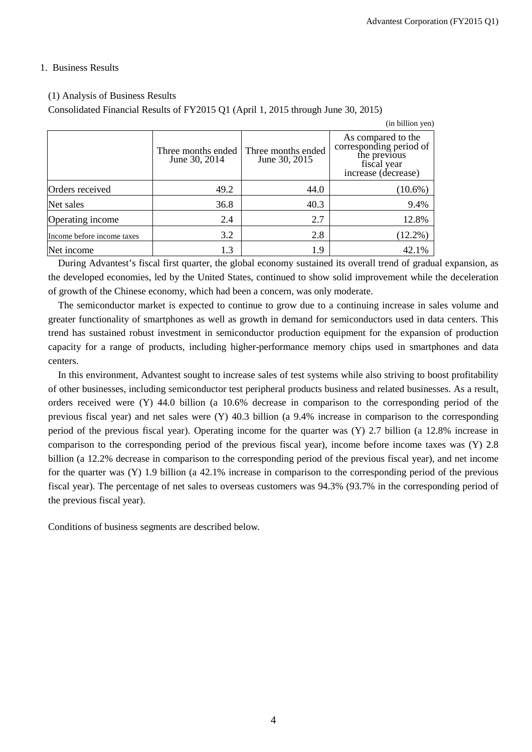## 1. Business Results

### (1) Analysis of Business Results

Consolidated Financial Results of FY2015 Q1 (April 1, 2015 through June 30, 2015)

(in billion yen)

| | Three months ended June 30, 2014 | Three months ended June 30, 2015 | As compared to the corresponding period of the previous fiscal year increase (decrease) |
|---|---|---|---|
| Orders received | 49.2 | 44.0 | (10.6%) |
| Net sales | 36.8 | 40.3 | 9.4% |
| Operating income | 2.4 | 2.7 | 12.8% |
| Income before income taxes | 3.2 | 2.8 | (12.2%) |
| Net income | 1.3 | 1.9 | 42.1% |

During Advantest's fiscal first quarter, the global economy sustained its overall trend of gradual expansion, as the developed economies, led by the United States, continued to show solid improvement while the deceleration of growth of the Chinese economy, which had been a concern, was only moderate.

The semiconductor market is expected to continue to grow due to a continuing increase in sales volume and greater functionality of smartphones as well as growth in demand for semiconductors used in data centers. This trend has sustained robust investment in semiconductor production equipment for the expansion of production capacity for a range of products, including higher-performance memory chips used in smartphones and data centers.

In this environment, Advantest sought to increase sales of test systems while also striving to boost profitability of other businesses, including semiconductor test peripheral products business and related businesses. As a result, orders received were (Y) 44.0 billion (a 10.6% decrease in comparison to the corresponding period of the previous fiscal year) and net sales were (Y) 40.3 billion (a 9.4% increase in comparison to the corresponding period of the previous fiscal year). Operating income for the quarter was (Y) 2.7 billion (a 12.8% increase in comparison to the corresponding period of the previous fiscal year), income before income taxes was (Y) 2.8 billion (a 12.2% decrease in comparison to the corresponding period of the previous fiscal year), and net income for the quarter was (Y) 1.9 billion (a 42.1% increase in comparison to the corresponding period of the previous fiscal year). The percentage of net sales to overseas customers was 94.3% (93.7% in the corresponding period of the previous fiscal year).

Conditions of business segments are described below.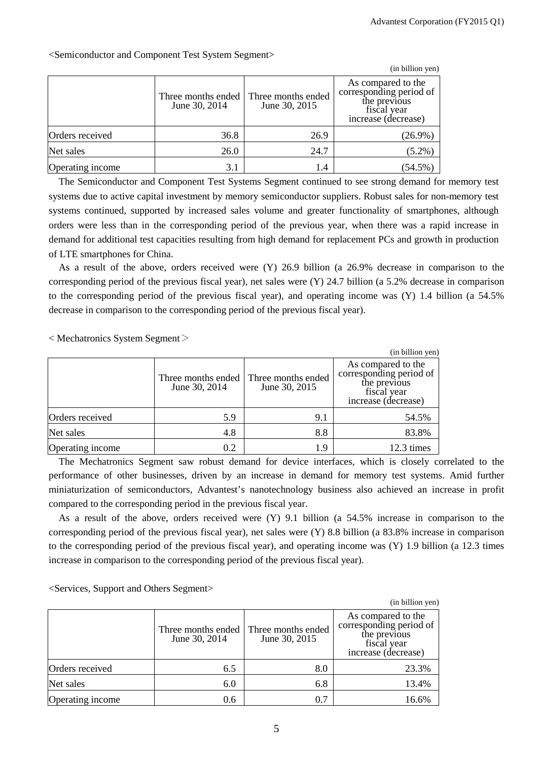<Semiconductor and Component Test System Segment>

(in billion yen)

| | Three months ended June 30, 2014 | Three months ended June 30, 2015 | As compared to the corresponding period of the previous fiscal year increase (decrease) |
|---|---|---|---|
| Orders received | 36.8 | 26.9 | (26.9%) |
| Net sales | 26.0 | 24.7 | (5.2%) |
| Operating income | 3.1 | 1.4 | (54.5%) |

The Semiconductor and Component Test Systems Segment continued to see strong demand for memory test systems due to active capital investment by memory semiconductor suppliers. Robust sales for non-memory test systems continued, supported by increased sales volume and greater functionality of smartphones, although orders were less than in the corresponding period of the previous year, when there was a rapid increase in demand for additional test capacities resulting from high demand for replacement PCs and growth in production of LTE smartphones for China.

As a result of the above, orders received were (Y) 26.9 billion (a 26.9% decrease in comparison to the corresponding period of the previous fiscal year), net sales were (Y) 24.7 billion (a 5.2% decrease in comparison to the corresponding period of the previous fiscal year), and operating income was (Y) 1.4 billion (a 54.5% decrease in comparison to the corresponding period of the previous fiscal year).

< Mechatronics System Segment＞

(in billion yen)

| | Three months ended June 30, 2014 | Three months ended June 30, 2015 | As compared to the corresponding period of the previous fiscal year increase (decrease) |
|---|---|---|---|
| Orders received | 5.9 | 9.1 | 54.5% |
| Net sales | 4.8 | 8.8 | 83.8% |
| Operating income | 0.2 | 1.9 | 12.3 times |

The Mechatronics Segment saw robust demand for device interfaces, which is closely correlated to the performance of other businesses, driven by an increase in demand for memory test systems. Amid further miniaturization of semiconductors, Advantest's nanotechnology business also achieved an increase in profit compared to the corresponding period in the previous fiscal year.

As a result of the above, orders received were (Y) 9.1 billion (a 54.5% increase in comparison to the corresponding period of the previous fiscal year), net sales were (Y) 8.8 billion (a 83.8% increase in comparison to the corresponding period of the previous fiscal year), and operating income was (Y) 1.9 billion (a 12.3 times increase in comparison to the corresponding period of the previous fiscal year).

<Services, Support and Others Segment>

(in billion yen)

| | Three months ended June 30, 2014 | Three months ended June 30, 2015 | As compared to the corresponding period of the previous fiscal year increase (decrease) |
|---|---|---|---|
| Orders received | 6.5 | 8.0 | 23.3% |
| Net sales | 6.0 | 6.8 | 13.4% |
| Operating income | 0.6 | 0.7 | 16.6% |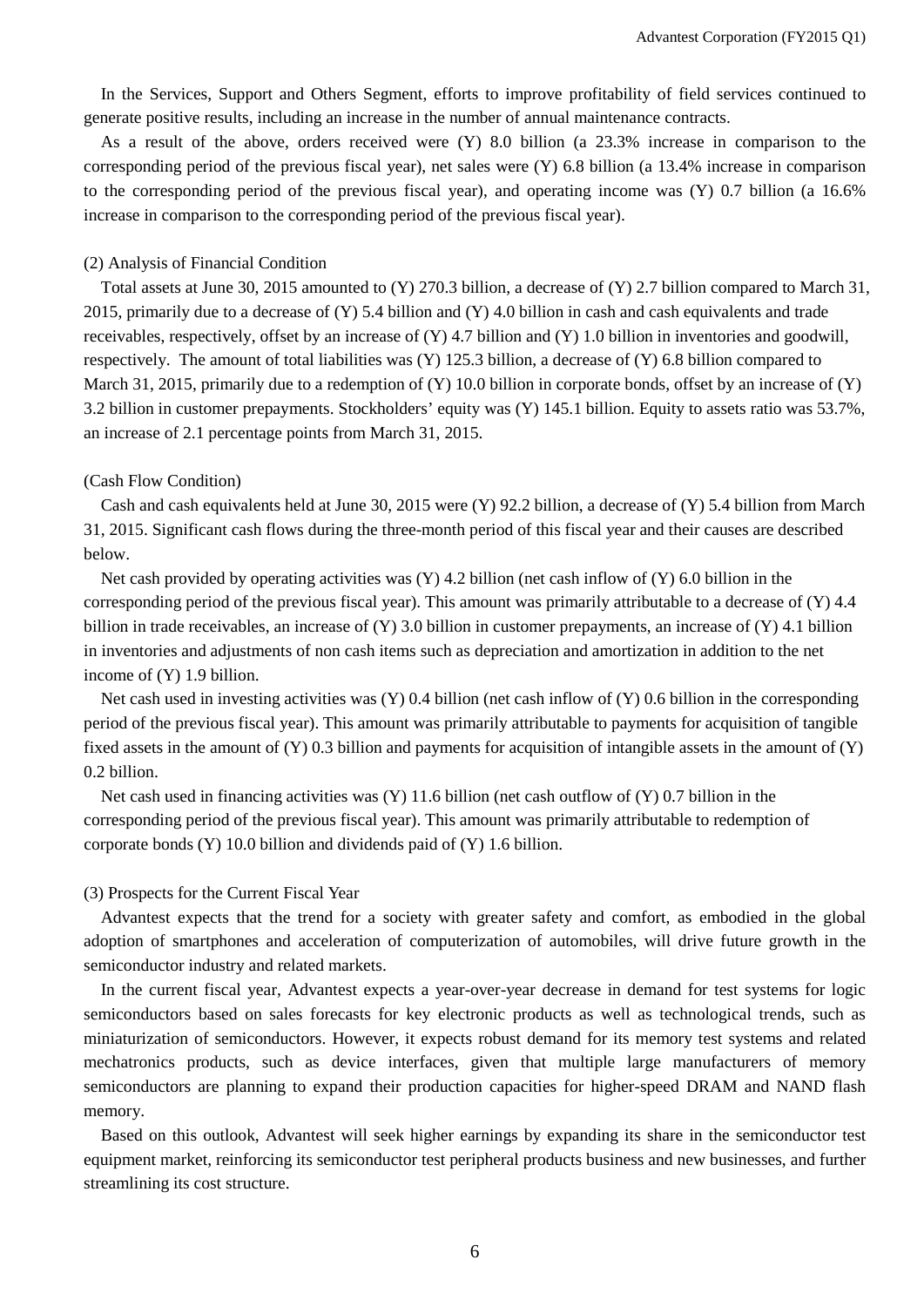In the Services, Support and Others Segment, efforts to improve profitability of field services continued to generate positive results, including an increase in the number of annual maintenance contracts.

As a result of the above, orders received were (Y) 8.0 billion (a 23.3% increase in comparison to the corresponding period of the previous fiscal year), net sales were (Y) 6.8 billion (a 13.4% increase in comparison to the corresponding period of the previous fiscal year), and operating income was (Y) 0.7 billion (a 16.6% increase in comparison to the corresponding period of the previous fiscal year).

(2) Analysis of Financial Condition

Total assets at June 30, 2015 amounted to (Y) 270.3 billion, a decrease of (Y) 2.7 billion compared to March 31, 2015, primarily due to a decrease of (Y) 5.4 billion and (Y) 4.0 billion in cash and cash equivalents and trade receivables, respectively, offset by an increase of (Y) 4.7 billion and (Y) 1.0 billion in inventories and goodwill, respectively. The amount of total liabilities was (Y) 125.3 billion, a decrease of (Y) 6.8 billion compared to March 31, 2015, primarily due to a redemption of (Y) 10.0 billion in corporate bonds, offset by an increase of (Y) 3.2 billion in customer prepayments. Stockholders' equity was (Y) 145.1 billion. Equity to assets ratio was 53.7%, an increase of 2.1 percentage points from March 31, 2015.

(Cash Flow Condition)

Cash and cash equivalents held at June 30, 2015 were (Y) 92.2 billion, a decrease of (Y) 5.4 billion from March 31, 2015. Significant cash flows during the three-month period of this fiscal year and their causes are described below.

Net cash provided by operating activities was (Y) 4.2 billion (net cash inflow of (Y) 6.0 billion in the corresponding period of the previous fiscal year). This amount was primarily attributable to a decrease of (Y) 4.4 billion in trade receivables, an increase of (Y) 3.0 billion in customer prepayments, an increase of (Y) 4.1 billion in inventories and adjustments of non cash items such as depreciation and amortization in addition to the net income of (Y) 1.9 billion.

Net cash used in investing activities was (Y) 0.4 billion (net cash inflow of (Y) 0.6 billion in the corresponding period of the previous fiscal year). This amount was primarily attributable to payments for acquisition of tangible fixed assets in the amount of (Y) 0.3 billion and payments for acquisition of intangible assets in the amount of (Y) 0.2 billion.

Net cash used in financing activities was (Y) 11.6 billion (net cash outflow of (Y) 0.7 billion in the corresponding period of the previous fiscal year). This amount was primarily attributable to redemption of corporate bonds (Y) 10.0 billion and dividends paid of (Y) 1.6 billion.

(3) Prospects for the Current Fiscal Year

Advantest expects that the trend for a society with greater safety and comfort, as embodied in the global adoption of smartphones and acceleration of computerization of automobiles, will drive future growth in the semiconductor industry and related markets.

In the current fiscal year, Advantest expects a year-over-year decrease in demand for test systems for logic semiconductors based on sales forecasts for key electronic products as well as technological trends, such as miniaturization of semiconductors. However, it expects robust demand for its memory test systems and related mechatronics products, such as device interfaces, given that multiple large manufacturers of memory semiconductors are planning to expand their production capacities for higher-speed DRAM and NAND flash memory.

Based on this outlook, Advantest will seek higher earnings by expanding its share in the semiconductor test equipment market, reinforcing its semiconductor test peripheral products business and new businesses, and further streamlining its cost structure.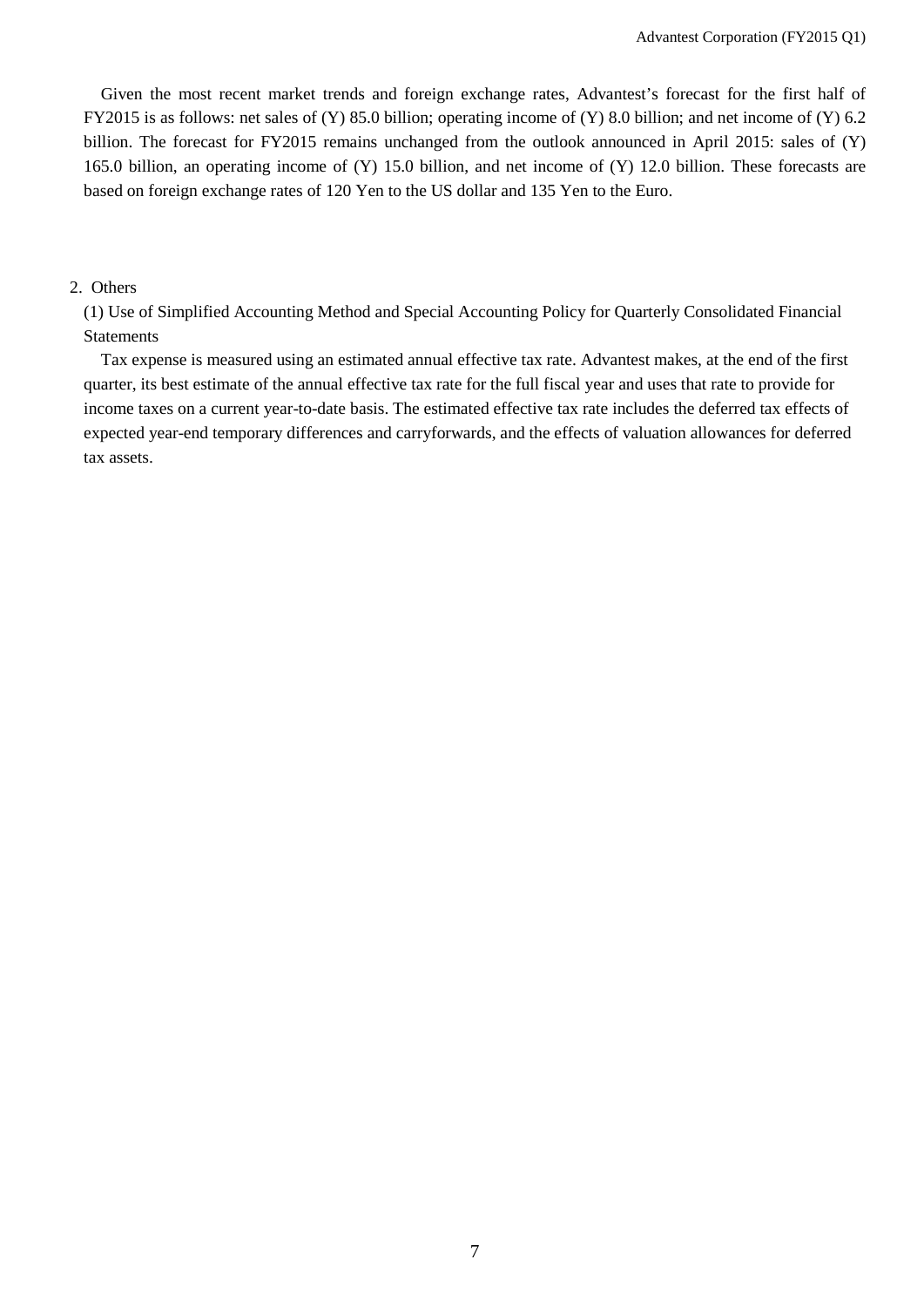Given the most recent market trends and foreign exchange rates, Advantest's forecast for the first half of FY2015 is as follows: net sales of (Y) 85.0 billion; operating income of (Y) 8.0 billion; and net income of (Y) 6.2 billion. The forecast for FY2015 remains unchanged from the outlook announced in April 2015: sales of (Y) 165.0 billion, an operating income of (Y) 15.0 billion, and net income of (Y) 12.0 billion. These forecasts are based on foreign exchange rates of 120 Yen to the US dollar and 135 Yen to the Euro.

## 2. Others

### (1) Use of Simplified Accounting Method and Special Accounting Policy for Quarterly Consolidated Financial Statements

Tax expense is measured using an estimated annual effective tax rate. Advantest makes, at the end of the first quarter, its best estimate of the annual effective tax rate for the full fiscal year and uses that rate to provide for income taxes on a current year-to-date basis. The estimated effective tax rate includes the deferred tax effects of expected year-end temporary differences and carryforwards, and the effects of valuation allowances for deferred tax assets.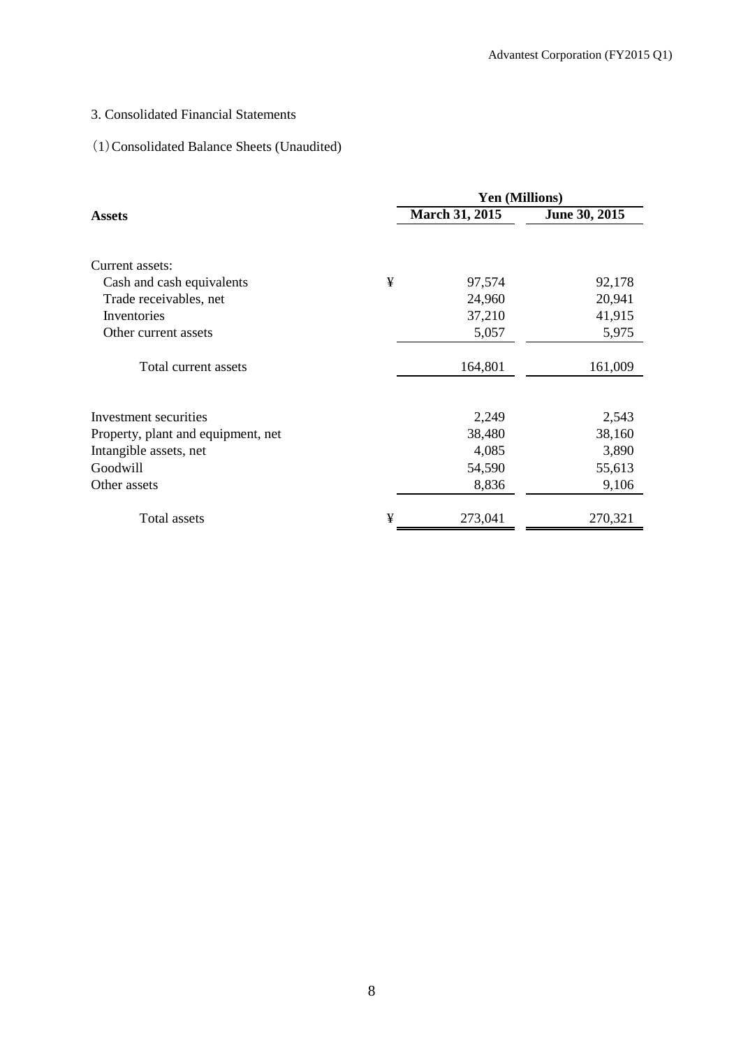## 3. Consolidated Financial Statements

### (1) Consolidated Balance Sheets (Unaudited)

| Assets | | Yen (Millions) | |
|---|---|---|---|
| | | March 31, 2015 | June 30, 2015 |
| Current assets: | | | |
| Cash and cash equivalents | ¥ | 97,574 | 92,178 |
| Trade receivables, net | | 24,960 | 20,941 |
| Inventories | | 37,210 | 41,915 |
| Other current assets | | 5,057 | 5,975 |
| Total current assets | | 164,801 | 161,009 |
| Investment securities | | 2,249 | 2,543 |
| Property, plant and equipment, net | | 38,480 | 38,160 |
| Intangible assets, net | | 4,085 | 3,890 |
| Goodwill | | 54,590 | 55,613 |
| Other assets | | 8,836 | 9,106 |
| Total assets | ¥ | 273,041 | 270,321 |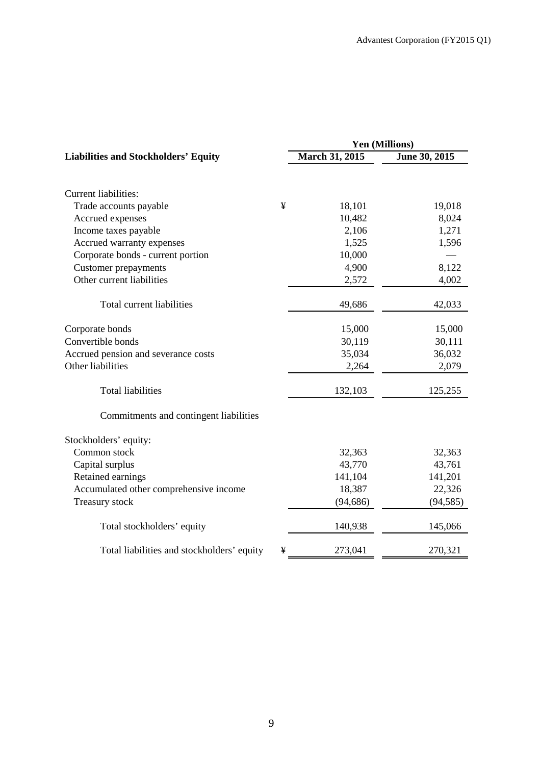| Liabilities and Stockholders' Equity | | Yen (Millions) | |
|---|---|---|---|
| | | March 31, 2015 | June 30, 2015 |
| Current liabilities: | | | |
| Trade accounts payable | ¥ | 18,101 | 19,018 |
| Accrued expenses | | 10,482 | 8,024 |
| Income taxes payable | | 2,106 | 1,271 |
| Accrued warranty expenses | | 1,525 | 1,596 |
| Corporate bonds - current portion | | 10,000 | — |
| Customer prepayments | | 4,900 | 8,122 |
| Other current liabilities | | 2,572 | 4,002 |
| Total current liabilities | | 49,686 | 42,033 |
| Corporate bonds | | 15,000 | 15,000 |
| Convertible bonds | | 30,119 | 30,111 |
| Accrued pension and severance costs | | 35,034 | 36,032 |
| Other liabilities | | 2,264 | 2,079 |
| Total liabilities | | 132,103 | 125,255 |
| Commitments and contingent liabilities | | | |
| Stockholders' equity: | | | |
| Common stock | | 32,363 | 32,363 |
| Capital surplus | | 43,770 | 43,761 |
| Retained earnings | | 141,104 | 141,201 |
| Accumulated other comprehensive income | | 18,387 | 22,326 |
| Treasury stock | | (94,686) | (94,585) |
| Total stockholders' equity | | 140,938 | 145,066 |
| Total liabilities and stockholders' equity | ¥ | 273,041 | 270,321 |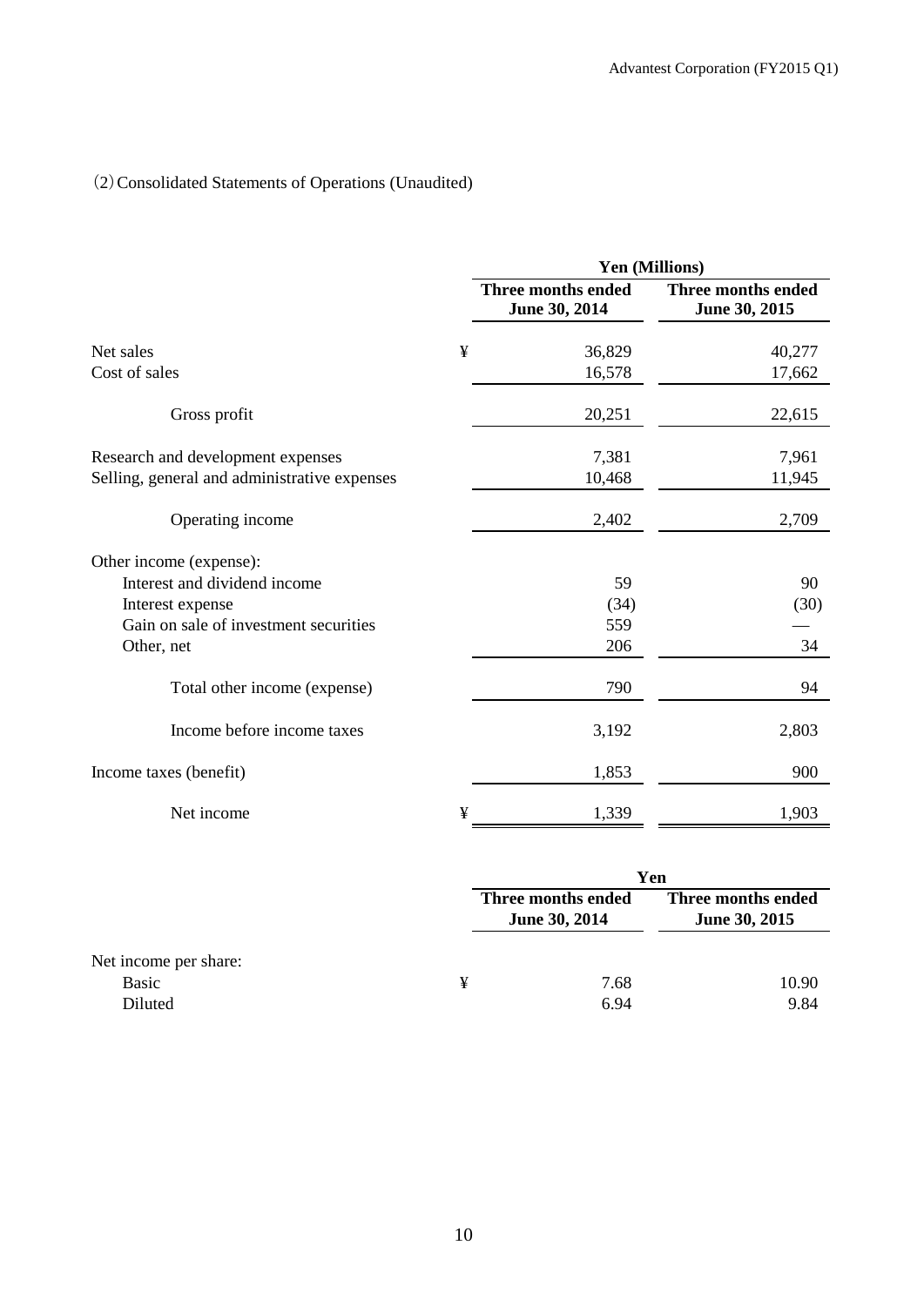(2) Consolidated Statements of Operations (Unaudited)

| | | Yen (Millions) | |
|---|---|---|---|
| | | Three months ended June 30, 2014 | Three months ended June 30, 2015 |
| Net sales | ¥ | 36,829 | 40,277 |
| Cost of sales | | 16,578 | 17,662 |
| Gross profit | | 20,251 | 22,615 |
| Research and development expenses | | 7,381 | 7,961 |
| Selling, general and administrative expenses | | 10,468 | 11,945 |
| Operating income | | 2,402 | 2,709 |
| Other income (expense): | | | |
| Interest and dividend income | | 59 | 90 |
| Interest expense | | (34) | (30) |
| Gain on sale of investment securities | | 559 | — |
| Other, net | | 206 | 34 |
| Total other income (expense) | | 790 | 94 |
| Income before income taxes | | 3,192 | 2,803 |
| Income taxes (benefit) | | 1,853 | 900 |
| Net income | ¥ | 1,339 | 1,903 |

| | | Yen | |
|---|---|---|---|
| | | Three months ended June 30, 2014 | Three months ended June 30, 2015 |
| Net income per share: | | | |
| Basic | ¥ | 7.68 | 10.90 |
| Diluted | | 6.94 | 9.84 |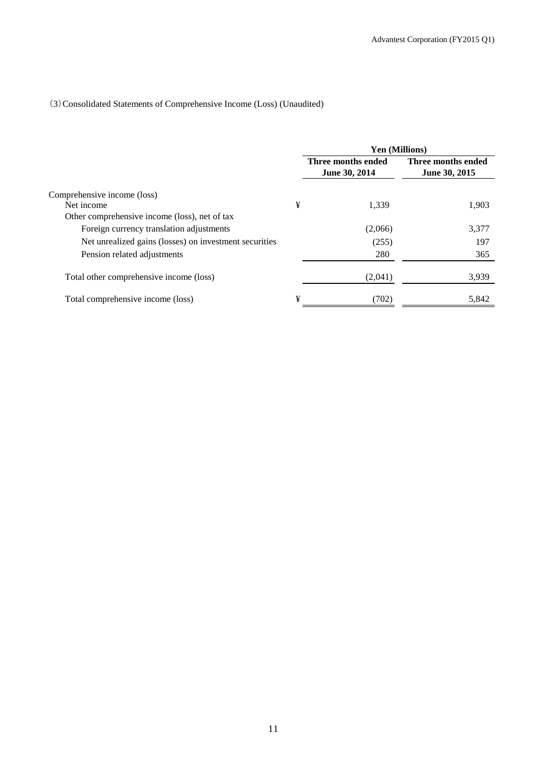(3) Consolidated Statements of Comprehensive Income (Loss) (Unaudited)

| | Yen (Millions) | |
|---|---|---|
| | Three months ended June 30, 2014 | Three months ended June 30, 2015 |
| Comprehensive income (loss) | | |
| Net income | ¥ 1,339 | 1,903 |
| Other comprehensive income (loss), net of tax | | |
| Foreign currency translation adjustments | (2,066) | 3,377 |
| Net unrealized gains (losses) on investment securities | (255) | 197 |
| Pension related adjustments | 280 | 365 |
| Total other comprehensive income (loss) | (2,041) | 3,939 |
| Total comprehensive income (loss) | ¥ (702) | 5,842 |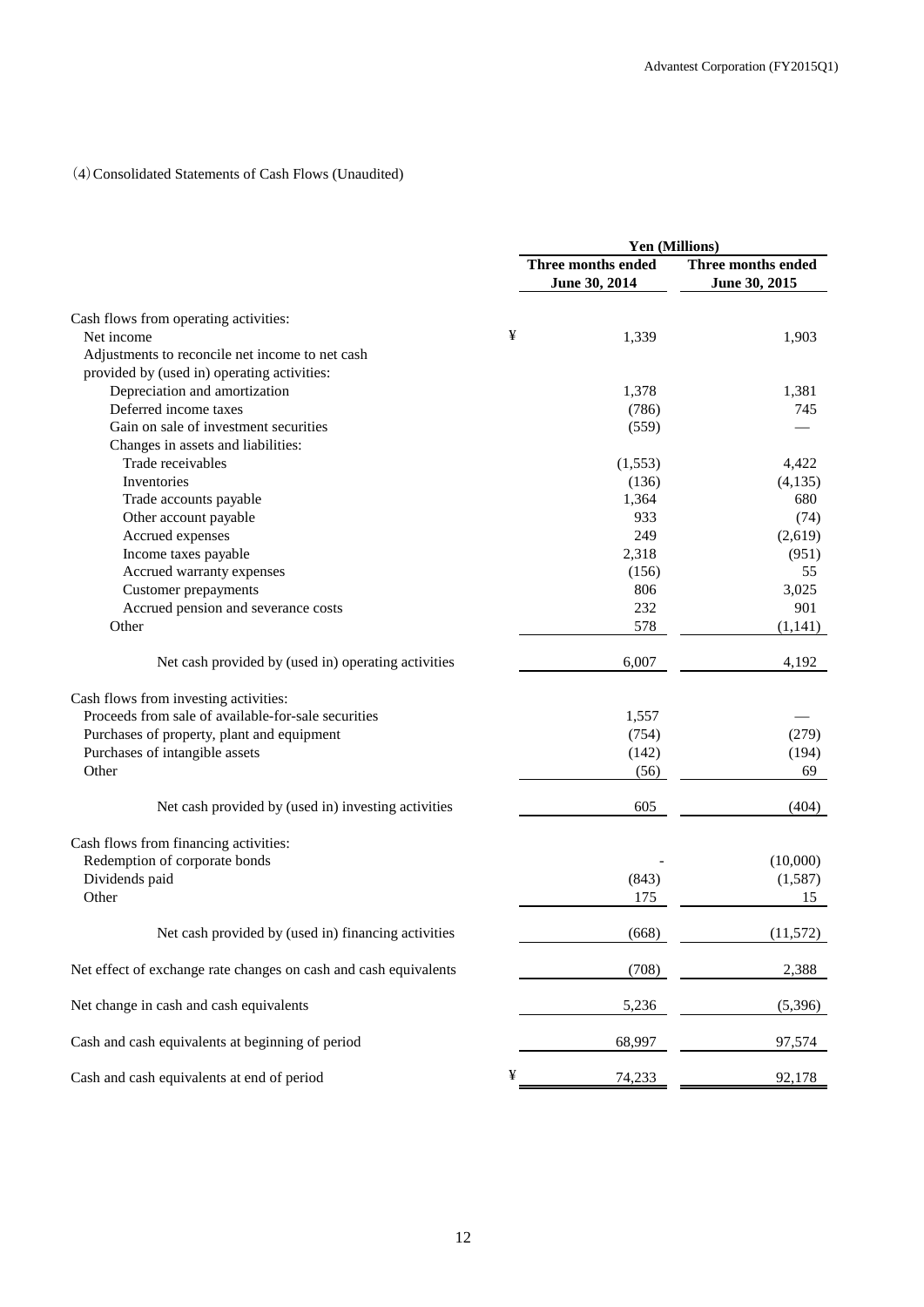(4) Consolidated Statements of Cash Flows (Unaudited)

| | Yen (Millions) | |
|---|---|---|
| | Three months ended June 30, 2014 | Three months ended June 30, 2015 |
| Cash flows from operating activities: | | |
| Net income | ¥ 1,339 | 1,903 |
| Adjustments to reconcile net income to net cash provided by (used in) operating activities: | | |
| Depreciation and amortization | 1,378 | 1,381 |
| Deferred income taxes | (786) | 745 |
| Gain on sale of investment securities | (559) | — |
| Changes in assets and liabilities: | | |
| Trade receivables | (1,553) | 4,422 |
| Inventories | (136) | (4,135) |
| Trade accounts payable | 1,364 | 680 |
| Other account payable | 933 | (74) |
| Accrued expenses | 249 | (2,619) |
| Income taxes payable | 2,318 | (951) |
| Accrued warranty expenses | (156) | 55 |
| Customer prepayments | 806 | 3,025 |
| Accrued pension and severance costs | 232 | 901 |
| Other | 578 | (1,141) |
| Net cash provided by (used in) operating activities | 6,007 | 4,192 |
| Cash flows from investing activities: | | |
| Proceeds from sale of available-for-sale securities | 1,557 | — |
| Purchases of property, plant and equipment | (754) | (279) |
| Purchases of intangible assets | (142) | (194) |
| Other | (56) | 69 |
| Net cash provided by (used in) investing activities | 605 | (404) |
| Cash flows from financing activities: | | |
| Redemption of corporate bonds | - | (10,000) |
| Dividends paid | (843) | (1,587) |
| Other | 175 | 15 |
| Net cash provided by (used in) financing activities | (668) | (11,572) |
| Net effect of exchange rate changes on cash and cash equivalents | (708) | 2,388 |
| Net change in cash and cash equivalents | 5,236 | (5,396) |
| Cash and cash equivalents at beginning of period | 68,997 | 97,574 |
| Cash and cash equivalents at end of period | ¥ 74,233 | 92,178 |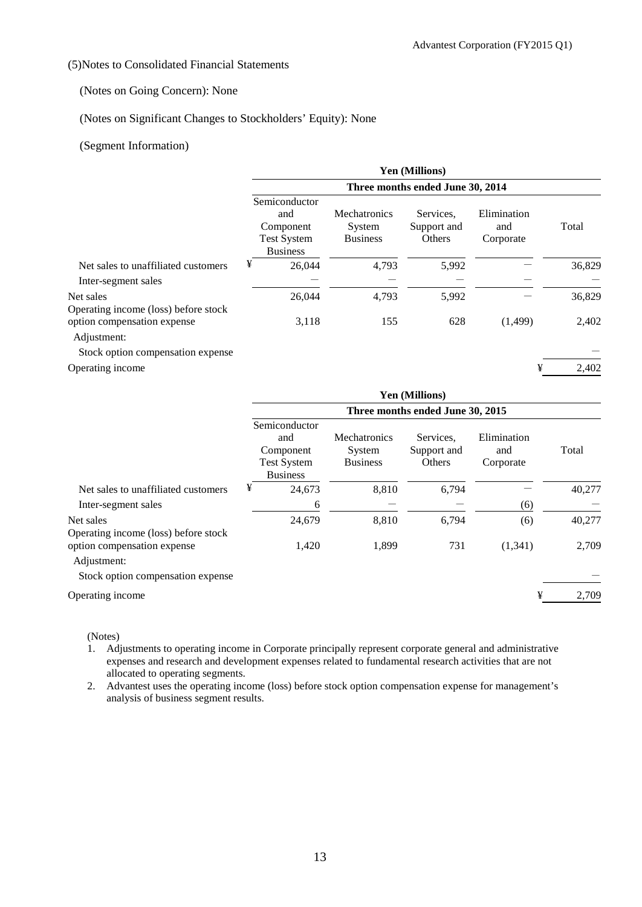(5)Notes to Consolidated Financial Statements

(Notes on Going Concern): None

(Notes on Significant Changes to Stockholders' Equity): None

(Segment Information)

| | Yen (Millions) | | | | |
|---|---|---|---|---|---|
| | Three months ended June 30, 2014 | | | | |
| | Semiconductor and Component Test System Business | Mechatronics System Business | Services, Support and Others | Elimination and Corporate | Total |
| Net sales to unaffiliated customers | ¥ 26,044 | 4,793 | 5,992 | — | 36,829 |
| Inter-segment sales | — | — | — | — | — |
| Net sales | 26,044 | 4,793 | 5,992 | — | 36,829 |
| Operating income (loss) before stock option compensation expense | 3,118 | 155 | 628 | (1,499) | 2,402 |
| Adjustment: | | | | | |
| Stock option compensation expense | | | | | — |
| Operating income | | | | | ¥ 2,402 |

| | Yen (Millions) | | | | |
|---|---|---|---|---|---|
| | Three months ended June 30, 2015 | | | | |
| | Semiconductor and Component Test System Business | Mechatronics System Business | Services, Support and Others | Elimination and Corporate | Total |
| Net sales to unaffiliated customers | ¥ 24,673 | 8,810 | 6,794 | — | 40,277 |
| Inter-segment sales | 6 | — | — | (6) | — |
| Net sales | 24,679 | 8,810 | 6,794 | (6) | 40,277 |
| Operating income (loss) before stock option compensation expense | 1,420 | 1,899 | 731 | (1,341) | 2,709 |
| Adjustment: | | | | | |
| Stock option compensation expense | | | | | — |
| Operating income | | | | | ¥ 2,709 |

(Notes)

1. Adjustments to operating income in Corporate principally represent corporate general and administrative expenses and research and development expenses related to fundamental research activities that are not allocated to operating segments.
2. Advantest uses the operating income (loss) before stock option compensation expense for management's analysis of business segment results.